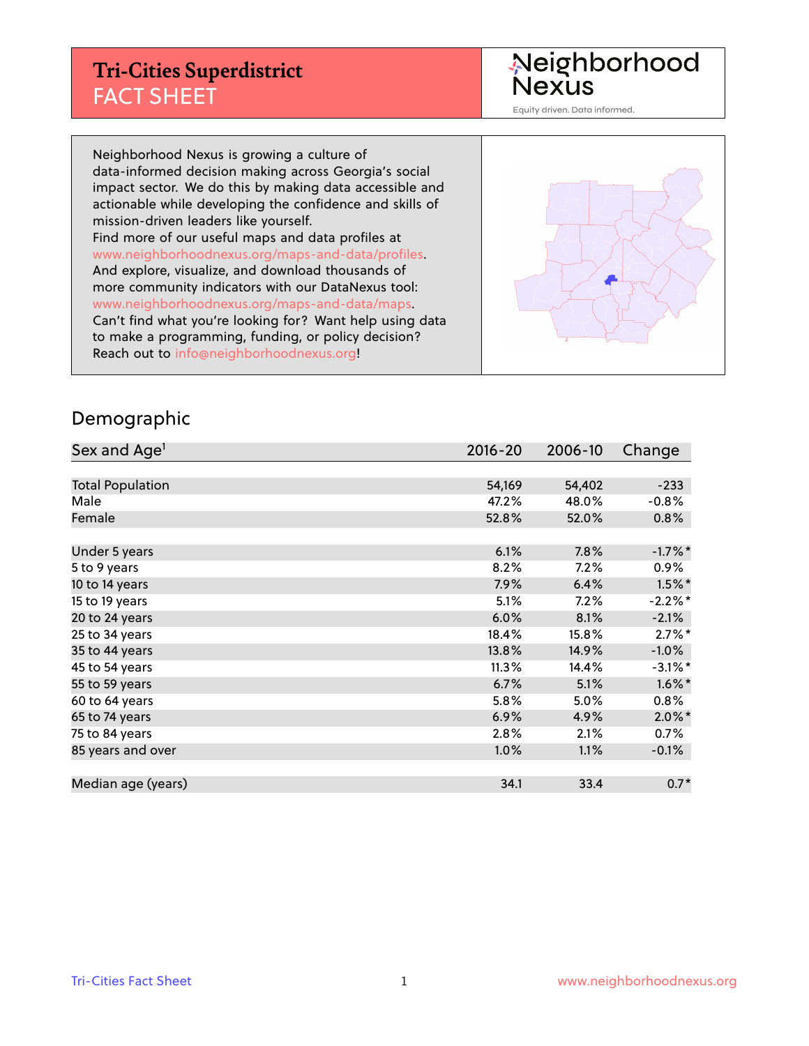# Tri-Cities Superdistrict
## FACT SHEET

Neighborhood Nexus

Equity driven. Data informed.

Neighborhood Nexus is growing a culture of data-informed decision making across Georgia's social impact sector. We do this by making data accessible and actionable while developing the confidence and skills of mission-driven leaders like yourself.
Find more of our useful maps and data profiles at www.neighborhoodnexus.org/maps-and-data/profiles.
And explore, visualize, and download thousands of more community indicators with our DataNexus tool: www.neighborhoodnexus.org/maps-and-data/maps.
Can't find what you're looking for? Want help using data to make a programming, funding, or policy decision?
Reach out to info@neighborhoodnexus.org!

## Demographic

| Sex and Age[1] | 2016-20 | 2006-10 | Change |
|---|---|---|---|
| Total Population | 54,169 | 54,402 | -233 |
| Male | 47.2% | 48.0% | -0.8% |
| Female | 52.8% | 52.0% | 0.8% |
| | | | |
| Under 5 years | 6.1% | 7.8% | -1.7%* |
| 5 to 9 years | 8.2% | 7.2% | 0.9% |
| 10 to 14 years | 7.9% | 6.4% | 1.5%* |
| 15 to 19 years | 5.1% | 7.2% | -2.2%* |
| 20 to 24 years | 6.0% | 8.1% | -2.1% |
| 25 to 34 years | 18.4% | 15.8% | 2.7%* |
| 35 to 44 years | 13.8% | 14.9% | -1.0% |
| 45 to 54 years | 11.3% | 14.4% | -3.1%* |
| 55 to 59 years | 6.7% | 5.1% | 1.6%* |
| 60 to 64 years | 5.8% | 5.0% | 0.8% |
| 65 to 74 years | 6.9% | 4.9% | 2.0%* |
| 75 to 84 years | 2.8% | 2.1% | 0.7% |
| 85 years and over | 1.0% | 1.1% | -0.1% |
| | | | |
| Median age (years) | 34.1 | 33.4 | 0.7* |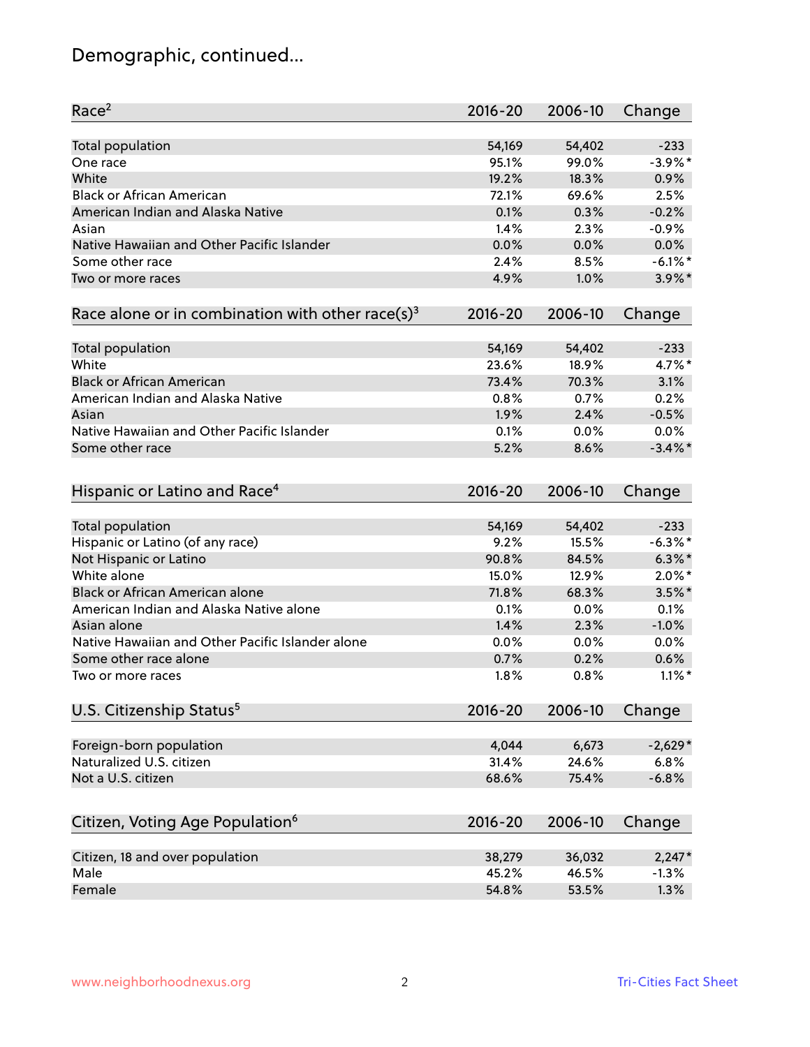# Demographic, continued...

| Race[2] | 2016-20 | 2006-10 | Change |
|---|---|---|---|
| Total population | 54,169 | 54,402 | -233 |
| One race | 95.1% | 99.0% | -3.9%* |
| White | 19.2% | 18.3% | 0.9% |
| Black or African American | 72.1% | 69.6% | 2.5% |
| American Indian and Alaska Native | 0.1% | 0.3% | -0.2% |
| Asian | 1.4% | 2.3% | -0.9% |
| Native Hawaiian and Other Pacific Islander | 0.0% | 0.0% | 0.0% |
| Some other race | 2.4% | 8.5% | -6.1%* |
| Two or more races | 4.9% | 1.0% | 3.9%* |

| Race alone or in combination with other race(s)[3] | 2016-20 | 2006-10 | Change |
|---|---|---|---|
| Total population | 54,169 | 54,402 | -233 |
| White | 23.6% | 18.9% | 4.7%* |
| Black or African American | 73.4% | 70.3% | 3.1% |
| American Indian and Alaska Native | 0.8% | 0.7% | 0.2% |
| Asian | 1.9% | 2.4% | -0.5% |
| Native Hawaiian and Other Pacific Islander | 0.1% | 0.0% | 0.0% |
| Some other race | 5.2% | 8.6% | -3.4%* |

| Hispanic or Latino and Race[4] | 2016-20 | 2006-10 | Change |
|---|---|---|---|
| Total population | 54,169 | 54,402 | -233 |
| Hispanic or Latino (of any race) | 9.2% | 15.5% | -6.3%* |
| Not Hispanic or Latino | 90.8% | 84.5% | 6.3%* |
| White alone | 15.0% | 12.9% | 2.0%* |
| Black or African American alone | 71.8% | 68.3% | 3.5%* |
| American Indian and Alaska Native alone | 0.1% | 0.0% | 0.1% |
| Asian alone | 1.4% | 2.3% | -1.0% |
| Native Hawaiian and Other Pacific Islander alone | 0.0% | 0.0% | 0.0% |
| Some other race alone | 0.7% | 0.2% | 0.6% |
| Two or more races | 1.8% | 0.8% | 1.1%* |

| U.S. Citizenship Status[5] | 2016-20 | 2006-10 | Change |
|---|---|---|---|
| Foreign-born population | 4,044 | 6,673 | -2,629* |
| Naturalized U.S. citizen | 31.4% | 24.6% | 6.8% |
| Not a U.S. citizen | 68.6% | 75.4% | -6.8% |

| Citizen, Voting Age Population[6] | 2016-20 | 2006-10 | Change |
|---|---|---|---|
| Citizen, 18 and over population | 38,279 | 36,032 | 2,247* |
| Male | 45.2% | 46.5% | -1.3% |
| Female | 54.8% | 53.5% | 1.3% |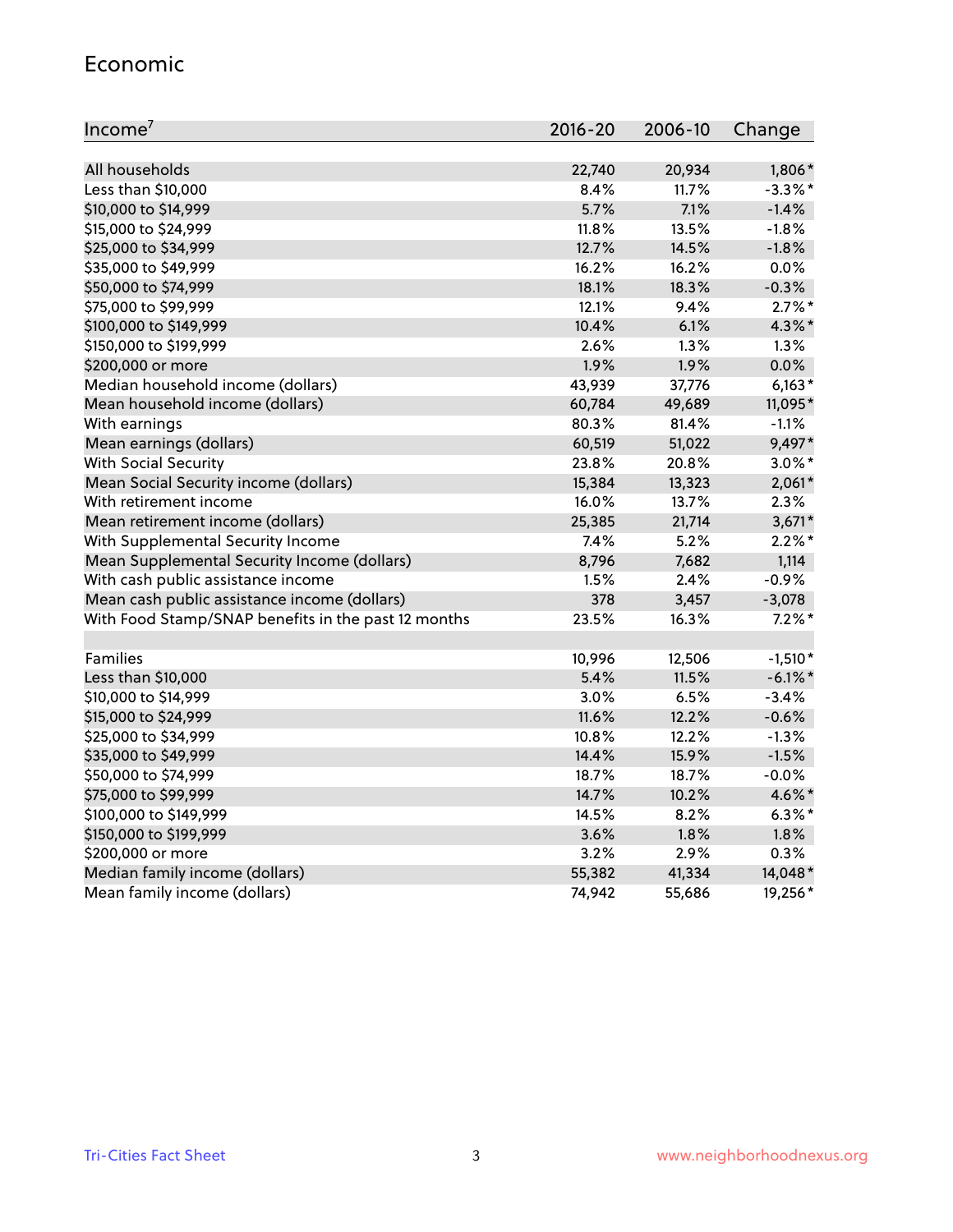## Economic

| Income[7] | 2016-20 | 2006-10 | Change |
|---|---|---|---|
| All households | 22,740 | 20,934 | 1,806* |
| Less than $10,000 | 8.4% | 11.7% | -3.3%* |
| $10,000 to $14,999 | 5.7% | 7.1% | -1.4% |
| $15,000 to $24,999 | 11.8% | 13.5% | -1.8% |
| $25,000 to $34,999 | 12.7% | 14.5% | -1.8% |
| $35,000 to $49,999 | 16.2% | 16.2% | 0.0% |
| $50,000 to $74,999 | 18.1% | 18.3% | -0.3% |
| $75,000 to $99,999 | 12.1% | 9.4% | 2.7%* |
| $100,000 to $149,999 | 10.4% | 6.1% | 4.3%* |
| $150,000 to $199,999 | 2.6% | 1.3% | 1.3% |
| $200,000 or more | 1.9% | 1.9% | 0.0% |
| Median household income (dollars) | 43,939 | 37,776 | 6,163* |
| Mean household income (dollars) | 60,784 | 49,689 | 11,095* |
| With earnings | 80.3% | 81.4% | -1.1% |
| Mean earnings (dollars) | 60,519 | 51,022 | 9,497* |
| With Social Security | 23.8% | 20.8% | 3.0%* |
| Mean Social Security income (dollars) | 15,384 | 13,323 | 2,061* |
| With retirement income | 16.0% | 13.7% | 2.3% |
| Mean retirement income (dollars) | 25,385 | 21,714 | 3,671* |
| With Supplemental Security Income | 7.4% | 5.2% | 2.2%* |
| Mean Supplemental Security Income (dollars) | 8,796 | 7,682 | 1,114 |
| With cash public assistance income | 1.5% | 2.4% | -0.9% |
| Mean cash public assistance income (dollars) | 378 | 3,457 | -3,078 |
| With Food Stamp/SNAP benefits in the past 12 months | 23.5% | 16.3% | 7.2%* |
| | | | |
| Families | 10,996 | 12,506 | -1,510* |
| Less than $10,000 | 5.4% | 11.5% | -6.1%* |
| $10,000 to $14,999 | 3.0% | 6.5% | -3.4% |
| $15,000 to $24,999 | 11.6% | 12.2% | -0.6% |
| $25,000 to $34,999 | 10.8% | 12.2% | -1.3% |
| $35,000 to $49,999 | 14.4% | 15.9% | -1.5% |
| $50,000 to $74,999 | 18.7% | 18.7% | -0.0% |
| $75,000 to $99,999 | 14.7% | 10.2% | 4.6%* |
| $100,000 to $149,999 | 14.5% | 8.2% | 6.3%* |
| $150,000 to $199,999 | 3.6% | 1.8% | 1.8% |
| $200,000 or more | 3.2% | 2.9% | 0.3% |
| Median family income (dollars) | 55,382 | 41,334 | 14,048* |
| Mean family income (dollars) | 74,942 | 55,686 | 19,256* |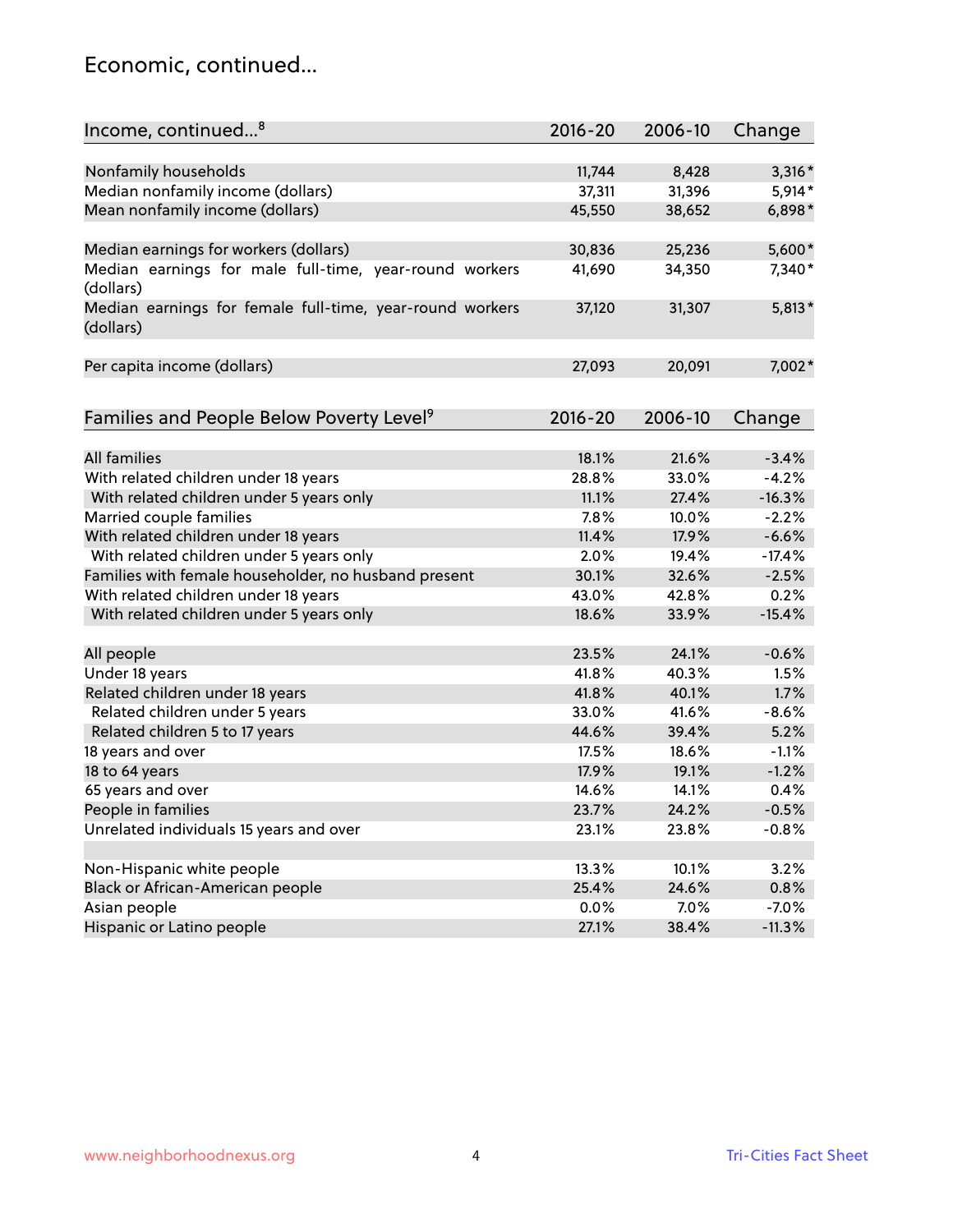## Economic, continued...

| Income, continued...[8] | 2016-20 | 2006-10 | Change |
|---|---|---|---|
| Nonfamily households | 11,744 | 8,428 | 3,316* |
| Median nonfamily income (dollars) | 37,311 | 31,396 | 5,914* |
| Mean nonfamily income (dollars) | 45,550 | 38,652 | 6,898* |
| Median earnings for workers (dollars) | 30,836 | 25,236 | 5,600* |
| Median earnings for male full-time, year-round workers (dollars) | 41,690 | 34,350 | 7,340* |
| Median earnings for female full-time, year-round workers (dollars) | 37,120 | 31,307 | 5,813* |
| Per capita income (dollars) | 27,093 | 20,091 | 7,002* |

| Families and People Below Poverty Level[9] | 2016-20 | 2006-10 | Change |
|---|---|---|---|
| All families | 18.1% | 21.6% | -3.4% |
| With related children under 18 years | 28.8% | 33.0% | -4.2% |
| With related children under 5 years only | 11.1% | 27.4% | -16.3% |
| Married couple families | 7.8% | 10.0% | -2.2% |
| With related children under 18 years | 11.4% | 17.9% | -6.6% |
| With related children under 5 years only | 2.0% | 19.4% | -17.4% |
| Families with female householder, no husband present | 30.1% | 32.6% | -2.5% |
| With related children under 18 years | 43.0% | 42.8% | 0.2% |
| With related children under 5 years only | 18.6% | 33.9% | -15.4% |
| All people | 23.5% | 24.1% | -0.6% |
| Under 18 years | 41.8% | 40.3% | 1.5% |
| Related children under 18 years | 41.8% | 40.1% | 1.7% |
| Related children under 5 years | 33.0% | 41.6% | -8.6% |
| Related children 5 to 17 years | 44.6% | 39.4% | 5.2% |
| 18 years and over | 17.5% | 18.6% | -1.1% |
| 18 to 64 years | 17.9% | 19.1% | -1.2% |
| 65 years and over | 14.6% | 14.1% | 0.4% |
| People in families | 23.7% | 24.2% | -0.5% |
| Unrelated individuals 15 years and over | 23.1% | 23.8% | -0.8% |
| Non-Hispanic white people | 13.3% | 10.1% | 3.2% |
| Black or African-American people | 25.4% | 24.6% | 0.8% |
| Asian people | 0.0% | 7.0% | -7.0% |
| Hispanic or Latino people | 27.1% | 38.4% | -11.3% |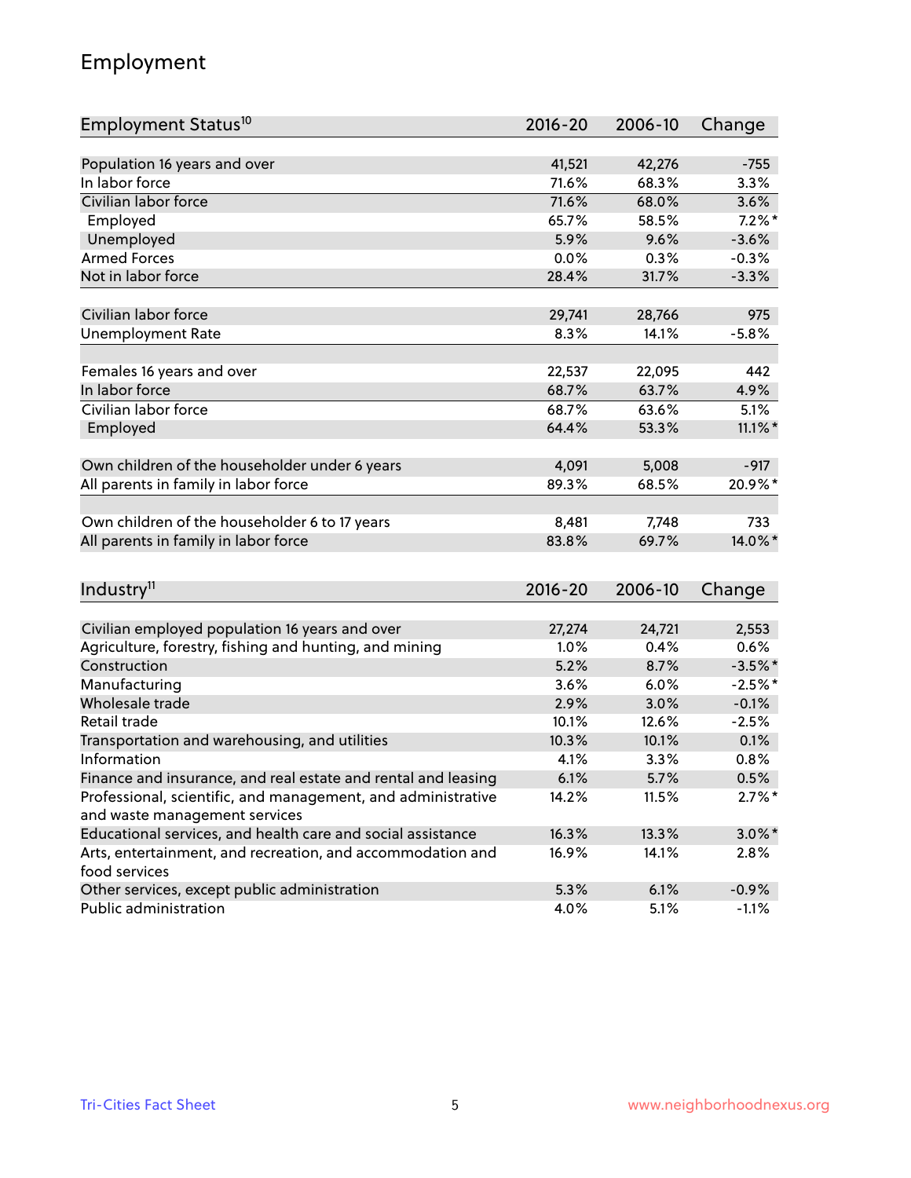## Employment

| Employment Status[10] | 2016-20 | 2006-10 | Change |
|---|---|---|---|
| Population 16 years and over | 41,521 | 42,276 | -755 |
| In labor force | 71.6% | 68.3% | 3.3% |
| Civilian labor force | 71.6% | 68.0% | 3.6% |
| Employed | 65.7% | 58.5% | 7.2%* |
| Unemployed | 5.9% | 9.6% | -3.6% |
| Armed Forces | 0.0% | 0.3% | -0.3% |
| Not in labor force | 28.4% | 31.7% | -3.3% |
| | | | |
| Civilian labor force | 29,741 | 28,766 | 975 |
| Unemployment Rate | 8.3% | 14.1% | -5.8% |
| | | | |
| Females 16 years and over | 22,537 | 22,095 | 442 |
| In labor force | 68.7% | 63.7% | 4.9% |
| Civilian labor force | 68.7% | 63.6% | 5.1% |
| Employed | 64.4% | 53.3% | 11.1%* |
| | | | |
| Own children of the householder under 6 years | 4,091 | 5,008 | -917 |
| All parents in family in labor force | 89.3% | 68.5% | 20.9%* |
| | | | |
| Own children of the householder 6 to 17 years | 8,481 | 7,748 | 733 |
| All parents in family in labor force | 83.8% | 69.7% | 14.0%* |

| Industry[11] | 2016-20 | 2006-10 | Change |
|---|---|---|---|
| Civilian employed population 16 years and over | 27,274 | 24,721 | 2,553 |
| Agriculture, forestry, fishing and hunting, and mining | 1.0% | 0.4% | 0.6% |
| Construction | 5.2% | 8.7% | -3.5%* |
| Manufacturing | 3.6% | 6.0% | -2.5%* |
| Wholesale trade | 2.9% | 3.0% | -0.1% |
| Retail trade | 10.1% | 12.6% | -2.5% |
| Transportation and warehousing, and utilities | 10.3% | 10.1% | 0.1% |
| Information | 4.1% | 3.3% | 0.8% |
| Finance and insurance, and real estate and rental and leasing | 6.1% | 5.7% | 0.5% |
| Professional, scientific, and management, and administrative and waste management services | 14.2% | 11.5% | 2.7%* |
| Educational services, and health care and social assistance | 16.3% | 13.3% | 3.0%* |
| Arts, entertainment, and recreation, and accommodation and food services | 16.9% | 14.1% | 2.8% |
| Other services, except public administration | 5.3% | 6.1% | -0.9% |
| Public administration | 4.0% | 5.1% | -1.1% |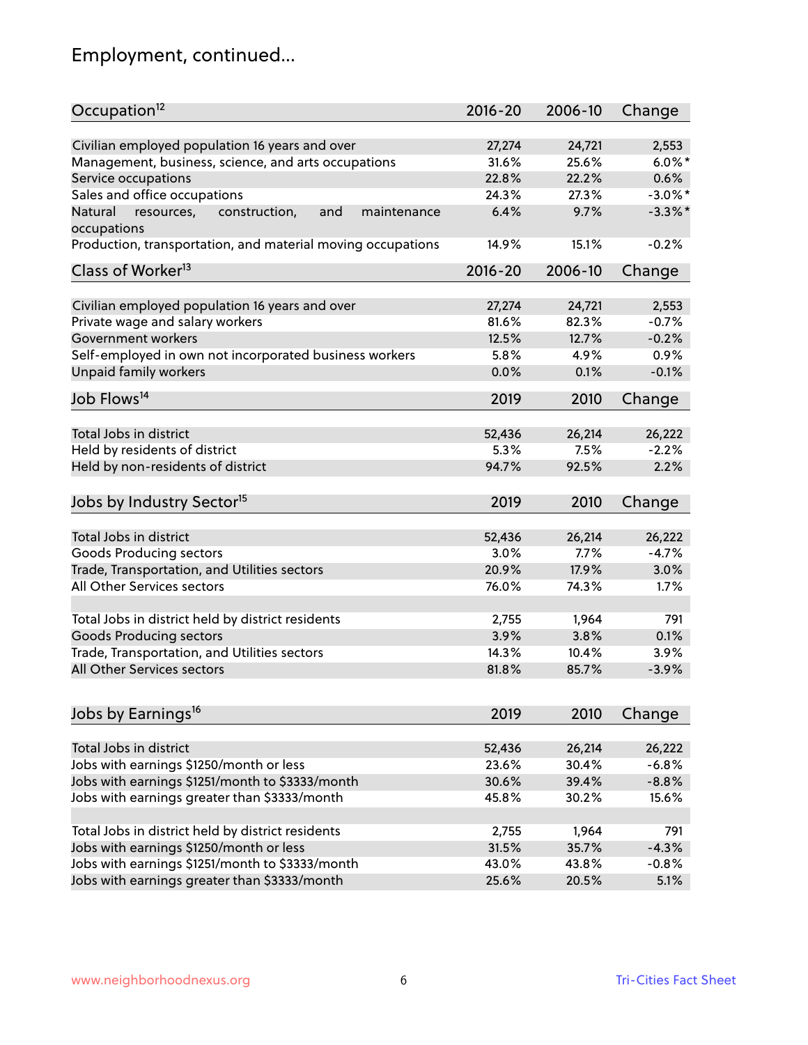# Employment, continued...

| Occupation[12] | 2016-20 | 2006-10 | Change |
|---|---|---|---|
| Civilian employed population 16 years and over | 27,274 | 24,721 | 2,553 |
| Management, business, science, and arts occupations | 31.6% | 25.6% | 6.0%* |
| Service occupations | 22.8% | 22.2% | 0.6% |
| Sales and office occupations | 24.3% | 27.3% | -3.0%* |
| Natural resources, construction, and maintenance occupations | 6.4% | 9.7% | -3.3%* |
| Production, transportation, and material moving occupations | 14.9% | 15.1% | -0.2% |

| Class of Worker[13] | 2016-20 | 2006-10 | Change |
|---|---|---|---|
| Civilian employed population 16 years and over | 27,274 | 24,721 | 2,553 |
| Private wage and salary workers | 81.6% | 82.3% | -0.7% |
| Government workers | 12.5% | 12.7% | -0.2% |
| Self-employed in own not incorporated business workers | 5.8% | 4.9% | 0.9% |
| Unpaid family workers | 0.0% | 0.1% | -0.1% |

| Job Flows[14] | 2019 | 2010 | Change |
|---|---|---|---|
| Total Jobs in district | 52,436 | 26,214 | 26,222 |
| Held by residents of district | 5.3% | 7.5% | -2.2% |
| Held by non-residents of district | 94.7% | 92.5% | 2.2% |

| Jobs by Industry Sector[15] | 2019 | 2010 | Change |
|---|---|---|---|
| Total Jobs in district | 52,436 | 26,214 | 26,222 |
| Goods Producing sectors | 3.0% | 7.7% | -4.7% |
| Trade, Transportation, and Utilities sectors | 20.9% | 17.9% | 3.0% |
| All Other Services sectors | 76.0% | 74.3% | 1.7% |
| | | | |
| Total Jobs in district held by district residents | 2,755 | 1,964 | 791 |
| Goods Producing sectors | 3.9% | 3.8% | 0.1% |
| Trade, Transportation, and Utilities sectors | 14.3% | 10.4% | 3.9% |
| All Other Services sectors | 81.8% | 85.7% | -3.9% |

| Jobs by Earnings[16] | 2019 | 2010 | Change |
|---|---|---|---|
| Total Jobs in district | 52,436 | 26,214 | 26,222 |
| Jobs with earnings $1250/month or less | 23.6% | 30.4% | -6.8% |
| Jobs with earnings $1251/month to $3333/month | 30.6% | 39.4% | -8.8% |
| Jobs with earnings greater than $3333/month | 45.8% | 30.2% | 15.6% |
| | | | |
| Total Jobs in district held by district residents | 2,755 | 1,964 | 791 |
| Jobs with earnings $1250/month or less | 31.5% | 35.7% | -4.3% |
| Jobs with earnings $1251/month to $3333/month | 43.0% | 43.8% | -0.8% |
| Jobs with earnings greater than $3333/month | 25.6% | 20.5% | 5.1% |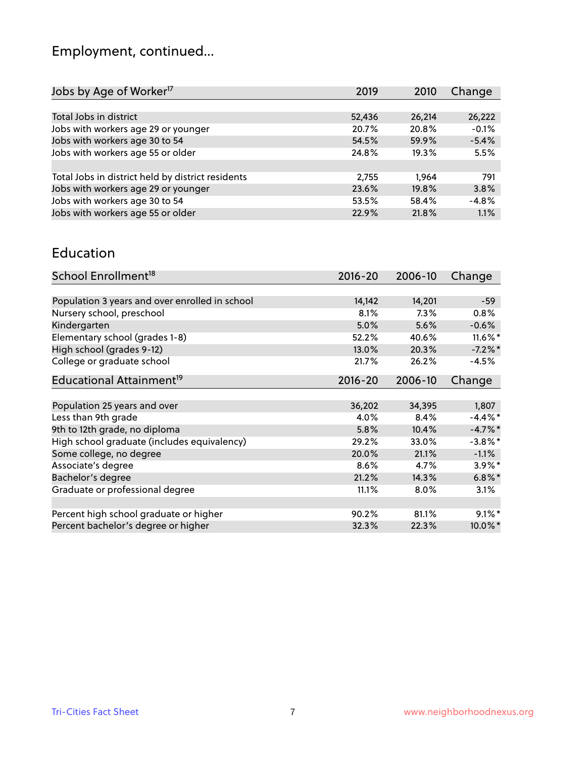# Employment, continued...

| Jobs by Age of Worker[17] | 2019 | 2010 | Change |
|---|---|---|---|
| Total Jobs in district | 52,436 | 26,214 | 26,222 |
| Jobs with workers age 29 or younger | 20.7% | 20.8% | -0.1% |
| Jobs with workers age 30 to 54 | 54.5% | 59.9% | -5.4% |
| Jobs with workers age 55 or older | 24.8% | 19.3% | 5.5% |
| | | | |
| Total Jobs in district held by district residents | 2,755 | 1,964 | 791 |
| Jobs with workers age 29 or younger | 23.6% | 19.8% | 3.8% |
| Jobs with workers age 30 to 54 | 53.5% | 58.4% | -4.8% |
| Jobs with workers age 55 or older | 22.9% | 21.8% | 1.1% |

# Education

| School Enrollment[18] | 2016-20 | 2006-10 | Change |
|---|---|---|---|
| Population 3 years and over enrolled in school | 14,142 | 14,201 | -59 |
| Nursery school, preschool | 8.1% | 7.3% | 0.8% |
| Kindergarten | 5.0% | 5.6% | -0.6% |
| Elementary school (grades 1-8) | 52.2% | 40.6% | 11.6%* |
| High school (grades 9-12) | 13.0% | 20.3% | -7.2%* |
| College or graduate school | 21.7% | 26.2% | -4.5% |

| Educational Attainment[19] | 2016-20 | 2006-10 | Change |
|---|---|---|---|
| Population 25 years and over | 36,202 | 34,395 | 1,807 |
| Less than 9th grade | 4.0% | 8.4% | -4.4%* |
| 9th to 12th grade, no diploma | 5.8% | 10.4% | -4.7%* |
| High school graduate (includes equivalency) | 29.2% | 33.0% | -3.8%* |
| Some college, no degree | 20.0% | 21.1% | -1.1% |
| Associate's degree | 8.6% | 4.7% | 3.9%* |
| Bachelor's degree | 21.2% | 14.3% | 6.8%* |
| Graduate or professional degree | 11.1% | 8.0% | 3.1% |
| | | | |
| Percent high school graduate or higher | 90.2% | 81.1% | 9.1%* |
| Percent bachelor's degree or higher | 32.3% | 22.3% | 10.0%* |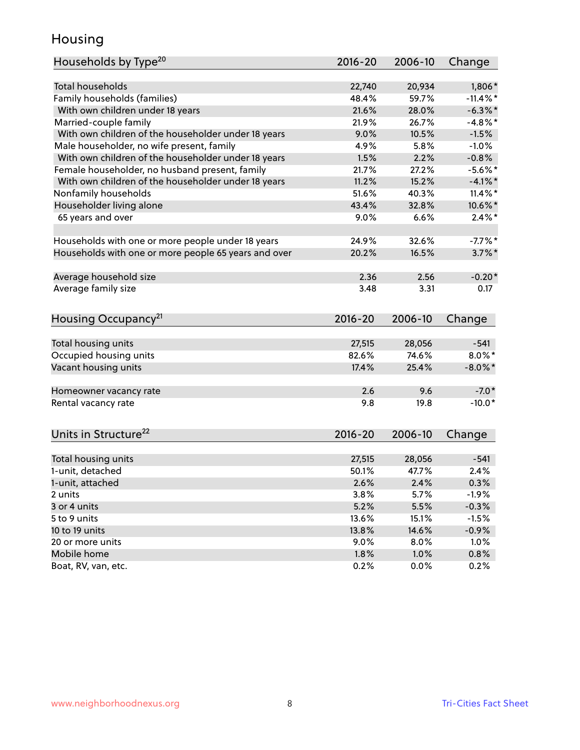# Housing

| Households by Type[20] | 2016-20 | 2006-10 | Change |
|---|---|---|---|
| Total households | 22,740 | 20,934 | 1,806* |
| Family households (families) | 48.4% | 59.7% | -11.4%* |
| With own children under 18 years | 21.6% | 28.0% | -6.3%* |
| Married-couple family | 21.9% | 26.7% | -4.8%* |
| With own children of the householder under 18 years | 9.0% | 10.5% | -1.5% |
| Male householder, no wife present, family | 4.9% | 5.8% | -1.0% |
| With own children of the householder under 18 years | 1.5% | 2.2% | -0.8% |
| Female householder, no husband present, family | 21.7% | 27.2% | -5.6%* |
| With own children of the householder under 18 years | 11.2% | 15.2% | -4.1%* |
| Nonfamily households | 51.6% | 40.3% | 11.4%* |
| Householder living alone | 43.4% | 32.8% | 10.6%* |
| 65 years and over | 9.0% | 6.6% | 2.4%* |
| Households with one or more people under 18 years | 24.9% | 32.6% | -7.7%* |
| Households with one or more people 65 years and over | 20.2% | 16.5% | 3.7%* |
| Average household size | 2.36 | 2.56 | -0.20* |
| Average family size | 3.48 | 3.31 | 0.17 |

| Housing Occupancy[21] | 2016-20 | 2006-10 | Change |
|---|---|---|---|
| Total housing units | 27,515 | 28,056 | -541 |
| Occupied housing units | 82.6% | 74.6% | 8.0%* |
| Vacant housing units | 17.4% | 25.4% | -8.0%* |
| Homeowner vacancy rate | 2.6 | 9.6 | -7.0* |
| Rental vacancy rate | 9.8 | 19.8 | -10.0* |

| Units in Structure[22] | 2016-20 | 2006-10 | Change |
|---|---|---|---|
| Total housing units | 27,515 | 28,056 | -541 |
| 1-unit, detached | 50.1% | 47.7% | 2.4% |
| 1-unit, attached | 2.6% | 2.4% | 0.3% |
| 2 units | 3.8% | 5.7% | -1.9% |
| 3 or 4 units | 5.2% | 5.5% | -0.3% |
| 5 to 9 units | 13.6% | 15.1% | -1.5% |
| 10 to 19 units | 13.8% | 14.6% | -0.9% |
| 20 or more units | 9.0% | 8.0% | 1.0% |
| Mobile home | 1.8% | 1.0% | 0.8% |
| Boat, RV, van, etc. | 0.2% | 0.0% | 0.2% |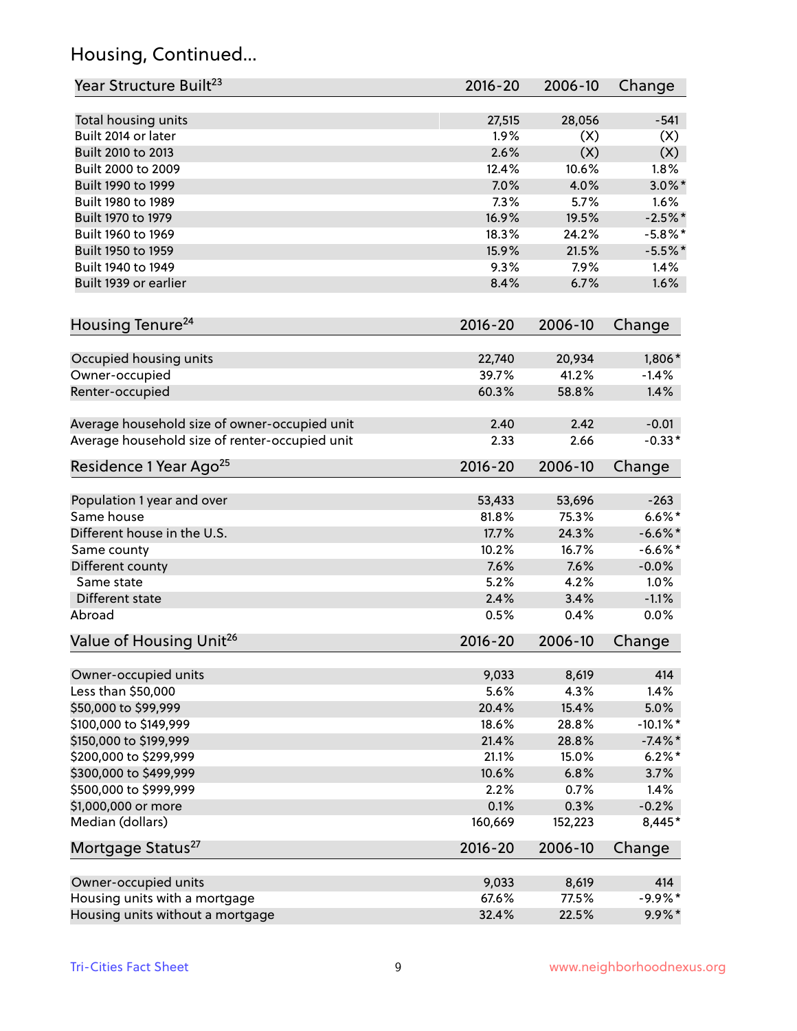## Housing, Continued...

| Year Structure Built[23] | 2016-20 | 2006-10 | Change |
|---|---|---|---|
| Total housing units | 27,515 | 28,056 | -541 |
| Built 2014 or later | 1.9% | (X) | (X) |
| Built 2010 to 2013 | 2.6% | (X) | (X) |
| Built 2000 to 2009 | 12.4% | 10.6% | 1.8% |
| Built 1990 to 1999 | 7.0% | 4.0% | 3.0%* |
| Built 1980 to 1989 | 7.3% | 5.7% | 1.6% |
| Built 1970 to 1979 | 16.9% | 19.5% | -2.5%* |
| Built 1960 to 1969 | 18.3% | 24.2% | -5.8%* |
| Built 1950 to 1959 | 15.9% | 21.5% | -5.5%* |
| Built 1940 to 1949 | 9.3% | 7.9% | 1.4% |
| Built 1939 or earlier | 8.4% | 6.7% | 1.6% |

| Housing Tenure[24] | 2016-20 | 2006-10 | Change |
|---|---|---|---|
| Occupied housing units | 22,740 | 20,934 | 1,806* |
| Owner-occupied | 39.7% | 41.2% | -1.4% |
| Renter-occupied | 60.3% | 58.8% | 1.4% |
| Average household size of owner-occupied unit | 2.40 | 2.42 | -0.01 |
| Average household size of renter-occupied unit | 2.33 | 2.66 | -0.33* |

| Residence 1 Year Ago[25] | 2016-20 | 2006-10 | Change |
|---|---|---|---|
| Population 1 year and over | 53,433 | 53,696 | -263 |
| Same house | 81.8% | 75.3% | 6.6%* |
| Different house in the U.S. | 17.7% | 24.3% | -6.6%* |
| Same county | 10.2% | 16.7% | -6.6%* |
| Different county | 7.6% | 7.6% | -0.0% |
| Same state | 5.2% | 4.2% | 1.0% |
| Different state | 2.4% | 3.4% | -1.1% |
| Abroad | 0.5% | 0.4% | 0.0% |

| Value of Housing Unit[26] | 2016-20 | 2006-10 | Change |
|---|---|---|---|
| Owner-occupied units | 9,033 | 8,619 | 414 |
| Less than $50,000 | 5.6% | 4.3% | 1.4% |
| $50,000 to $99,999 | 20.4% | 15.4% | 5.0% |
| $100,000 to $149,999 | 18.6% | 28.8% | -10.1%* |
| $150,000 to $199,999 | 21.4% | 28.8% | -7.4%* |
| $200,000 to $299,999 | 21.1% | 15.0% | 6.2%* |
| $300,000 to $499,999 | 10.6% | 6.8% | 3.7% |
| $500,000 to $999,999 | 2.2% | 0.7% | 1.4% |
| $1,000,000 or more | 0.1% | 0.3% | -0.2% |
| Median (dollars) | 160,669 | 152,223 | 8,445* |

| Mortgage Status[27] | 2016-20 | 2006-10 | Change |
|---|---|---|---|
| Owner-occupied units | 9,033 | 8,619 | 414 |
| Housing units with a mortgage | 67.6% | 77.5% | -9.9%* |
| Housing units without a mortgage | 32.4% | 22.5% | 9.9%* |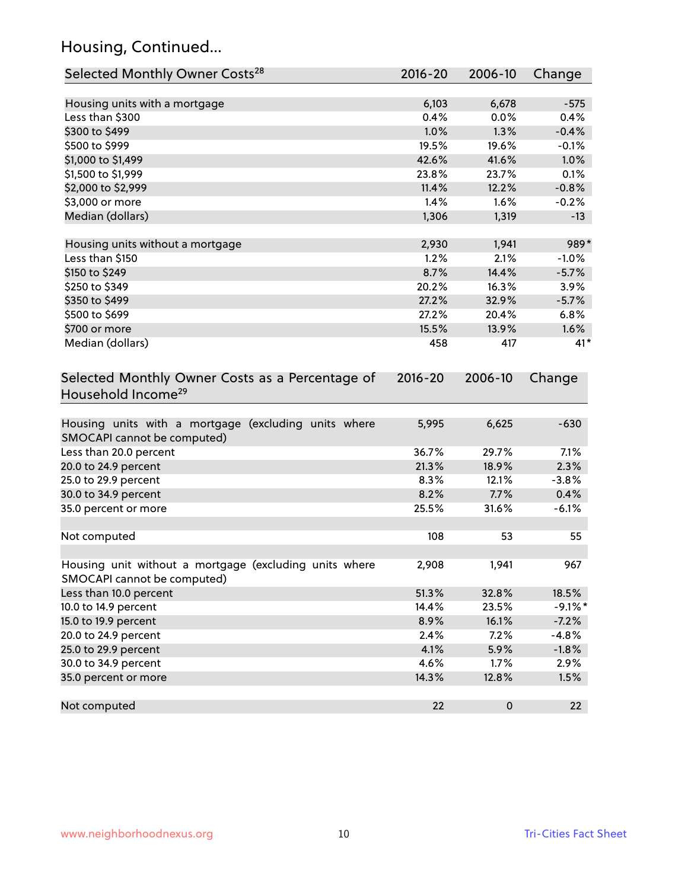## Housing, Continued...

| Selected Monthly Owner Costs[28] | 2016-20 | 2006-10 | Change |
|---|---|---|---|
| Housing units with a mortgage | 6,103 | 6,678 | -575 |
| Less than $300 | 0.4% | 0.0% | 0.4% |
| $300 to $499 | 1.0% | 1.3% | -0.4% |
| $500 to $999 | 19.5% | 19.6% | -0.1% |
| $1,000 to $1,499 | 42.6% | 41.6% | 1.0% |
| $1,500 to $1,999 | 23.8% | 23.7% | 0.1% |
| $2,000 to $2,999 | 11.4% | 12.2% | -0.8% |
| $3,000 or more | 1.4% | 1.6% | -0.2% |
| Median (dollars) | 1,306 | 1,319 | -13 |
| | | | |
| Housing units without a mortgage | 2,930 | 1,941 | 989* |
| Less than $150 | 1.2% | 2.1% | -1.0% |
| $150 to $249 | 8.7% | 14.4% | -5.7% |
| $250 to $349 | 20.2% | 16.3% | 3.9% |
| $350 to $499 | 27.2% | 32.9% | -5.7% |
| $500 to $699 | 27.2% | 20.4% | 6.8% |
| $700 or more | 15.5% | 13.9% | 1.6% |
| Median (dollars) | 458 | 417 | 41* |

| Selected Monthly Owner Costs as a Percentage of Household Income[29] | 2016-20 | 2006-10 | Change |
|---|---|---|---|
| Housing units with a mortgage (excluding units where SMOCAPI cannot be computed) | 5,995 | 6,625 | -630 |
| Less than 20.0 percent | 36.7% | 29.7% | 7.1% |
| 20.0 to 24.9 percent | 21.3% | 18.9% | 2.3% |
| 25.0 to 29.9 percent | 8.3% | 12.1% | -3.8% |
| 30.0 to 34.9 percent | 8.2% | 7.7% | 0.4% |
| 35.0 percent or more | 25.5% | 31.6% | -6.1% |
| | | | |
| Not computed | 108 | 53 | 55 |
| | | | |
| Housing unit without a mortgage (excluding units where SMOCAPI cannot be computed) | 2,908 | 1,941 | 967 |
| Less than 10.0 percent | 51.3% | 32.8% | 18.5% |
| 10.0 to 14.9 percent | 14.4% | 23.5% | -9.1%* |
| 15.0 to 19.9 percent | 8.9% | 16.1% | -7.2% |
| 20.0 to 24.9 percent | 2.4% | 7.2% | -4.8% |
| 25.0 to 29.9 percent | 4.1% | 5.9% | -1.8% |
| 30.0 to 34.9 percent | 4.6% | 1.7% | 2.9% |
| 35.0 percent or more | 14.3% | 12.8% | 1.5% |
| | | | |
| Not computed | 22 | 0 | 22 |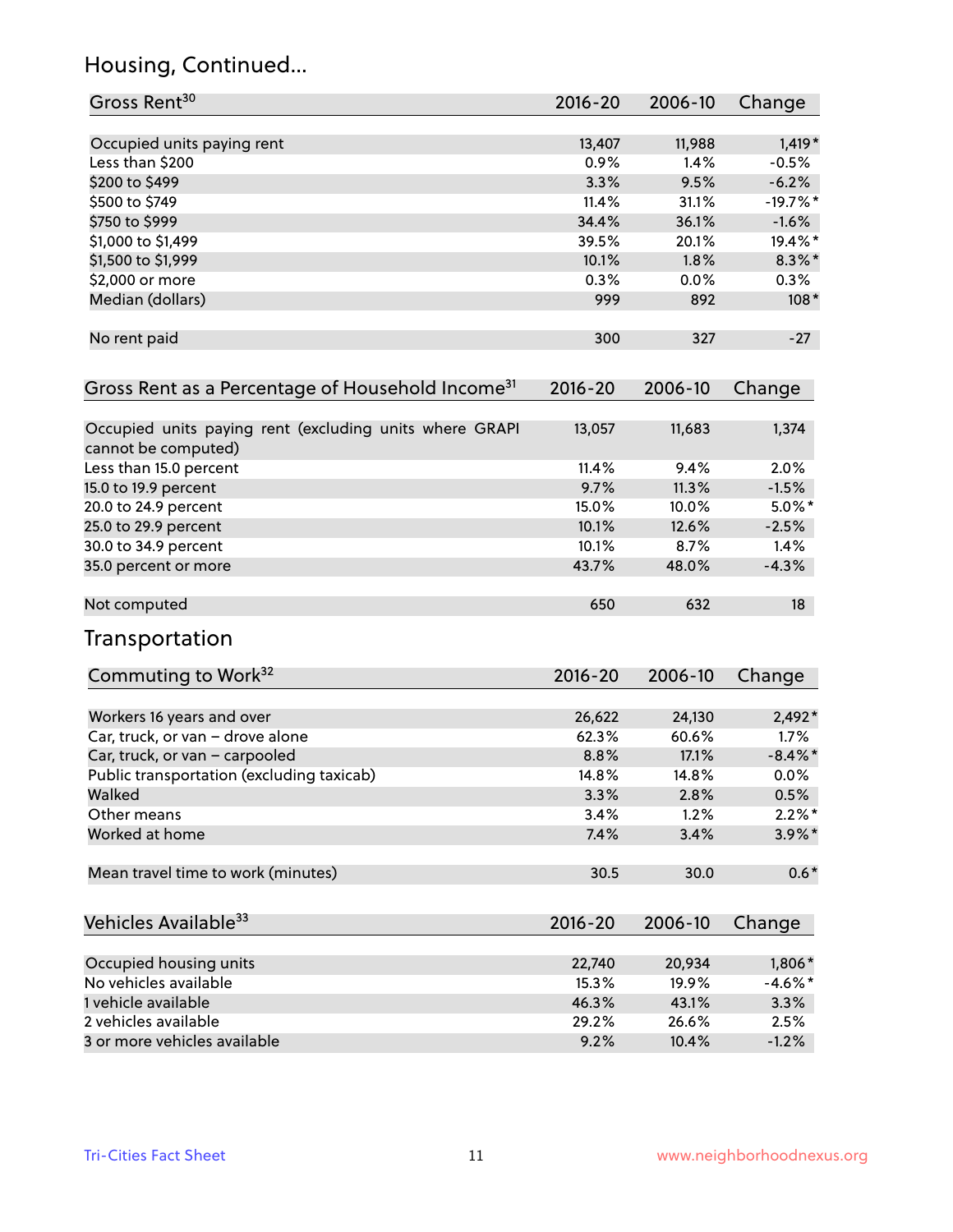## Housing, Continued...

| Gross Rent[30] | 2016-20 | 2006-10 | Change |
|---|---|---|---|
| Occupied units paying rent | 13,407 | 11,988 | 1,419* |
| Less than $200 | 0.9% | 1.4% | -0.5% |
| $200 to $499 | 3.3% | 9.5% | -6.2% |
| $500 to $749 | 11.4% | 31.1% | -19.7%* |
| $750 to $999 | 34.4% | 36.1% | -1.6% |
| $1,000 to $1,499 | 39.5% | 20.1% | 19.4%* |
| $1,500 to $1,999 | 10.1% | 1.8% | 8.3%* |
| $2,000 or more | 0.3% | 0.0% | 0.3% |
| Median (dollars) | 999 | 892 | 108* |
| No rent paid | 300 | 327 | -27 |

| Gross Rent as a Percentage of Household Income[31] | 2016-20 | 2006-10 | Change |
|---|---|---|---|
| Occupied units paying rent (excluding units where GRAPI cannot be computed) | 13,057 | 11,683 | 1,374 |
| Less than 15.0 percent | 11.4% | 9.4% | 2.0% |
| 15.0 to 19.9 percent | 9.7% | 11.3% | -1.5% |
| 20.0 to 24.9 percent | 15.0% | 10.0% | 5.0%* |
| 25.0 to 29.9 percent | 10.1% | 12.6% | -2.5% |
| 30.0 to 34.9 percent | 10.1% | 8.7% | 1.4% |
| 35.0 percent or more | 43.7% | 48.0% | -4.3% |
| Not computed | 650 | 632 | 18 |

## Transportation

| Commuting to Work[32] | 2016-20 | 2006-10 | Change |
|---|---|---|---|
| Workers 16 years and over | 26,622 | 24,130 | 2,492* |
| Car, truck, or van – drove alone | 62.3% | 60.6% | 1.7% |
| Car, truck, or van – carpooled | 8.8% | 17.1% | -8.4%* |
| Public transportation (excluding taxicab) | 14.8% | 14.8% | 0.0% |
| Walked | 3.3% | 2.8% | 0.5% |
| Other means | 3.4% | 1.2% | 2.2%* |
| Worked at home | 7.4% | 3.4% | 3.9%* |
| Mean travel time to work (minutes) | 30.5 | 30.0 | 0.6* |

| Vehicles Available[33] | 2016-20 | 2006-10 | Change |
|---|---|---|---|
| Occupied housing units | 22,740 | 20,934 | 1,806* |
| No vehicles available | 15.3% | 19.9% | -4.6%* |
| 1 vehicle available | 46.3% | 43.1% | 3.3% |
| 2 vehicles available | 29.2% | 26.6% | 2.5% |
| 3 or more vehicles available | 9.2% | 10.4% | -1.2% |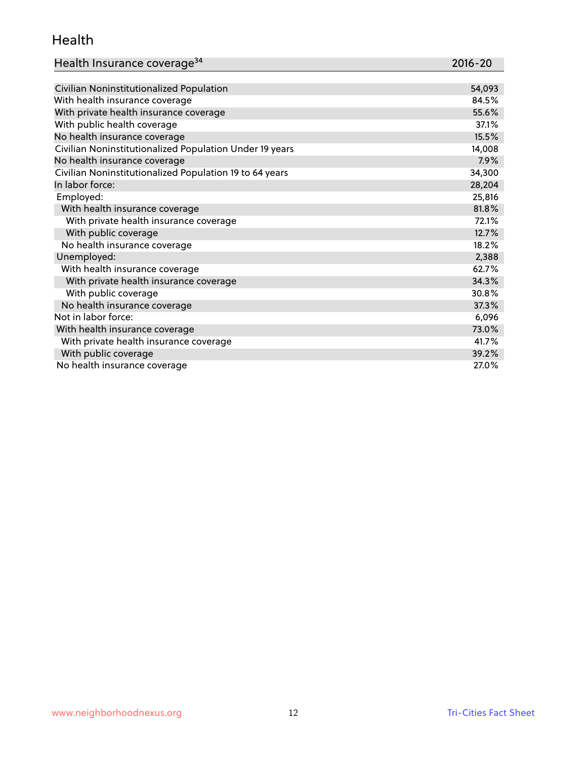## Health

| Health Insurance coverage[34] | 2016-20 |
|---|---|
| Civilian Noninstitutionalized Population | 54,093 |
| With health insurance coverage | 84.5% |
| With private health insurance coverage | 55.6% |
| With public health coverage | 37.1% |
| No health insurance coverage | 15.5% |
| Civilian Noninstitutionalized Population Under 19 years | 14,008 |
| No health insurance coverage | 7.9% |
| Civilian Noninstitutionalized Population 19 to 64 years | 34,300 |
| In labor force: | 28,204 |
| Employed: | 25,816 |
| With health insurance coverage | 81.8% |
| With private health insurance coverage | 72.1% |
| With public coverage | 12.7% |
| No health insurance coverage | 18.2% |
| Unemployed: | 2,388 |
| With health insurance coverage | 62.7% |
| With private health insurance coverage | 34.3% |
| With public coverage | 30.8% |
| No health insurance coverage | 37.3% |
| Not in labor force: | 6,096 |
| With health insurance coverage | 73.0% |
| With private health insurance coverage | 41.7% |
| With public coverage | 39.2% |
| No health insurance coverage | 27.0% |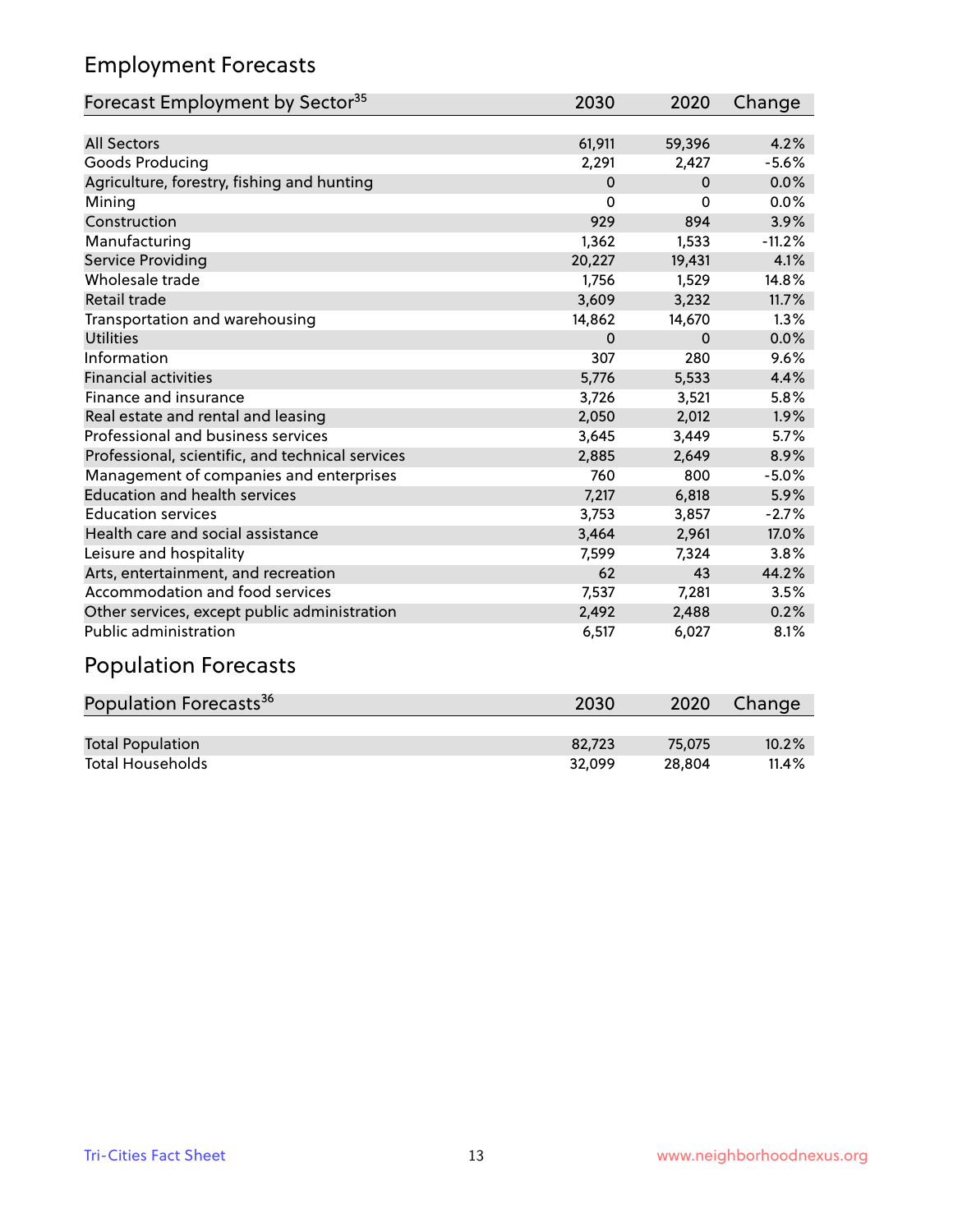## Employment Forecasts

| Forecast Employment by Sector[35] | 2030 | 2020 | Change |
|---|---|---|---|
| All Sectors | 61,911 | 59,396 | 4.2% |
| Goods Producing | 2,291 | 2,427 | -5.6% |
| Agriculture, forestry, fishing and hunting | 0 | 0 | 0.0% |
| Mining | 0 | 0 | 0.0% |
| Construction | 929 | 894 | 3.9% |
| Manufacturing | 1,362 | 1,533 | -11.2% |
| Service Providing | 20,227 | 19,431 | 4.1% |
| Wholesale trade | 1,756 | 1,529 | 14.8% |
| Retail trade | 3,609 | 3,232 | 11.7% |
| Transportation and warehousing | 14,862 | 14,670 | 1.3% |
| Utilities | 0 | 0 | 0.0% |
| Information | 307 | 280 | 9.6% |
| Financial activities | 5,776 | 5,533 | 4.4% |
| Finance and insurance | 3,726 | 3,521 | 5.8% |
| Real estate and rental and leasing | 2,050 | 2,012 | 1.9% |
| Professional and business services | 3,645 | 3,449 | 5.7% |
| Professional, scientific, and technical services | 2,885 | 2,649 | 8.9% |
| Management of companies and enterprises | 760 | 800 | -5.0% |
| Education and health services | 7,217 | 6,818 | 5.9% |
| Education services | 3,753 | 3,857 | -2.7% |
| Health care and social assistance | 3,464 | 2,961 | 17.0% |
| Leisure and hospitality | 7,599 | 7,324 | 3.8% |
| Arts, entertainment, and recreation | 62 | 43 | 44.2% |
| Accommodation and food services | 7,537 | 7,281 | 3.5% |
| Other services, except public administration | 2,492 | 2,488 | 0.2% |
| Public administration | 6,517 | 6,027 | 8.1% |

## Population Forecasts

| Population Forecasts[36] | 2030 | 2020 | Change |
|---|---|---|---|
| Total Population | 82,723 | 75,075 | 10.2% |
| Total Households | 32,099 | 28,804 | 11.4% |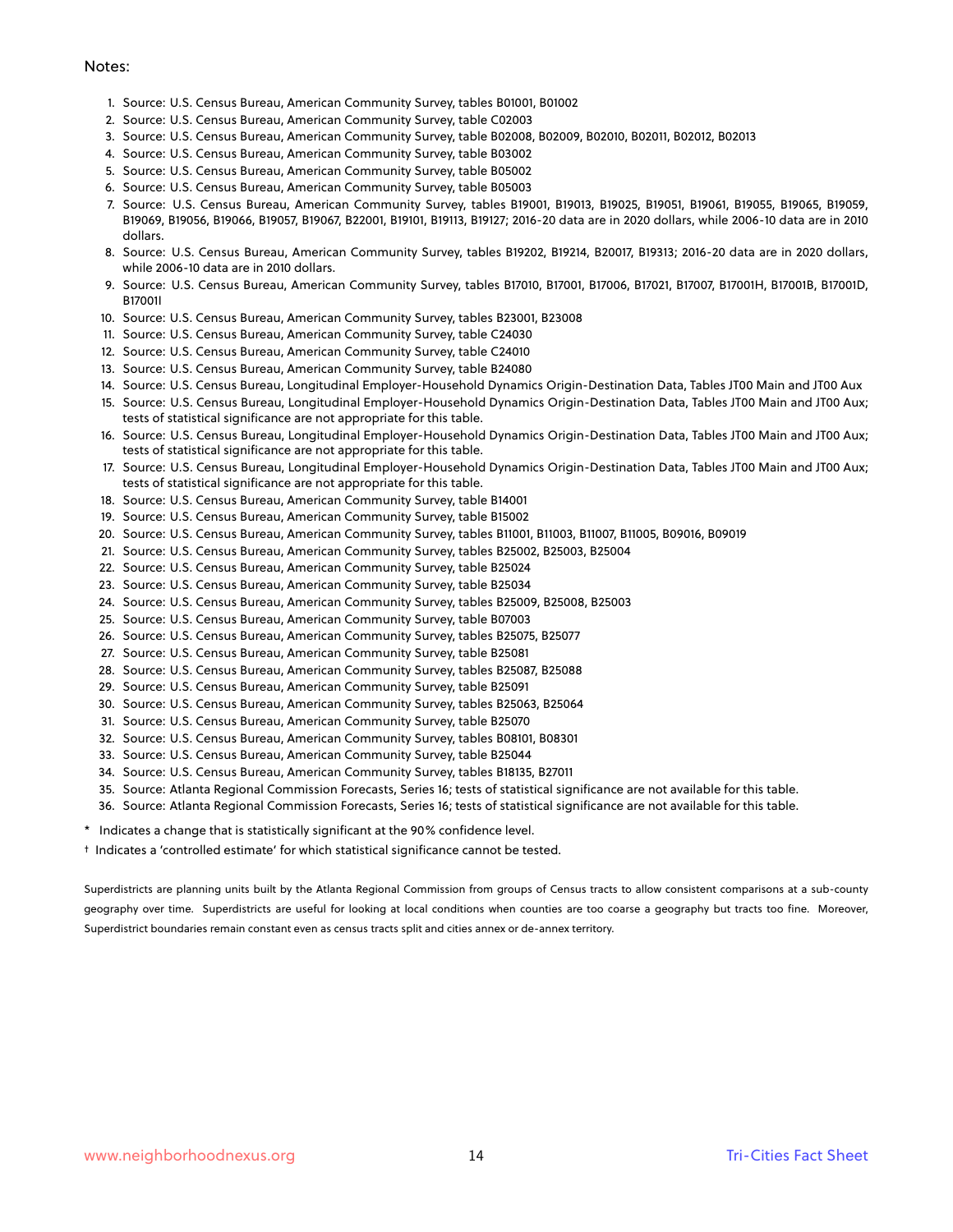Notes:

1. Source: U.S. Census Bureau, American Community Survey, tables B01001, B01002
2. Source: U.S. Census Bureau, American Community Survey, table C02003
3. Source: U.S. Census Bureau, American Community Survey, table B02008, B02009, B02010, B02011, B02012, B02013
4. Source: U.S. Census Bureau, American Community Survey, table B03002
5. Source: U.S. Census Bureau, American Community Survey, table B05002
6. Source: U.S. Census Bureau, American Community Survey, table B05003
7. Source: U.S. Census Bureau, American Community Survey, tables B19001, B19013, B19025, B19051, B19061, B19055, B19065, B19059, B19069, B19056, B19066, B19057, B19067, B22001, B19101, B19113, B19127; 2016-20 data are in 2020 dollars, while 2006-10 data are in 2010 dollars.
8. Source: U.S. Census Bureau, American Community Survey, tables B19202, B19214, B20017, B19313; 2016-20 data are in 2020 dollars, while 2006-10 data are in 2010 dollars.
9. Source: U.S. Census Bureau, American Community Survey, tables B17010, B17001, B17006, B17021, B17007, B17001H, B17001B, B17001D, B17001I
10. Source: U.S. Census Bureau, American Community Survey, tables B23001, B23008
11. Source: U.S. Census Bureau, American Community Survey, table C24030
12. Source: U.S. Census Bureau, American Community Survey, table C24010
13. Source: U.S. Census Bureau, American Community Survey, table B24080
14. Source: U.S. Census Bureau, Longitudinal Employer-Household Dynamics Origin-Destination Data, Tables JT00 Main and JT00 Aux
15. Source: U.S. Census Bureau, Longitudinal Employer-Household Dynamics Origin-Destination Data, Tables JT00 Main and JT00 Aux; tests of statistical significance are not appropriate for this table.
16. Source: U.S. Census Bureau, Longitudinal Employer-Household Dynamics Origin-Destination Data, Tables JT00 Main and JT00 Aux; tests of statistical significance are not appropriate for this table.
17. Source: U.S. Census Bureau, Longitudinal Employer-Household Dynamics Origin-Destination Data, Tables JT00 Main and JT00 Aux; tests of statistical significance are not appropriate for this table.
18. Source: U.S. Census Bureau, American Community Survey, table B14001
19. Source: U.S. Census Bureau, American Community Survey, table B15002
20. Source: U.S. Census Bureau, American Community Survey, tables B11001, B11003, B11007, B11005, B09016, B09019
21. Source: U.S. Census Bureau, American Community Survey, tables B25002, B25003, B25004
22. Source: U.S. Census Bureau, American Community Survey, table B25024
23. Source: U.S. Census Bureau, American Community Survey, table B25034
24. Source: U.S. Census Bureau, American Community Survey, tables B25009, B25008, B25003
25. Source: U.S. Census Bureau, American Community Survey, table B07003
26. Source: U.S. Census Bureau, American Community Survey, tables B25075, B25077
27. Source: U.S. Census Bureau, American Community Survey, table B25081
28. Source: U.S. Census Bureau, American Community Survey, tables B25087, B25088
29. Source: U.S. Census Bureau, American Community Survey, table B25091
30. Source: U.S. Census Bureau, American Community Survey, tables B25063, B25064
31. Source: U.S. Census Bureau, American Community Survey, table B25070
32. Source: U.S. Census Bureau, American Community Survey, tables B08101, B08301
33. Source: U.S. Census Bureau, American Community Survey, table B25044
34. Source: U.S. Census Bureau, American Community Survey, tables B18135, B27011
35. Source: Atlanta Regional Commission Forecasts, Series 16; tests of statistical significance are not available for this table.
36. Source: Atlanta Regional Commission Forecasts, Series 16; tests of statistical significance are not available for this table.

\* Indicates a change that is statistically significant at the 90% confidence level.

† Indicates a 'controlled estimate' for which statistical significance cannot be tested.

Superdistricts are planning units built by the Atlanta Regional Commission from groups of Census tracts to allow consistent comparisons at a sub-county geography over time. Superdistricts are useful for looking at local conditions when counties are too coarse a geography but tracts too fine. Moreover, Superdistrict boundaries remain constant even as census tracts split and cities annex or de-annex territory.